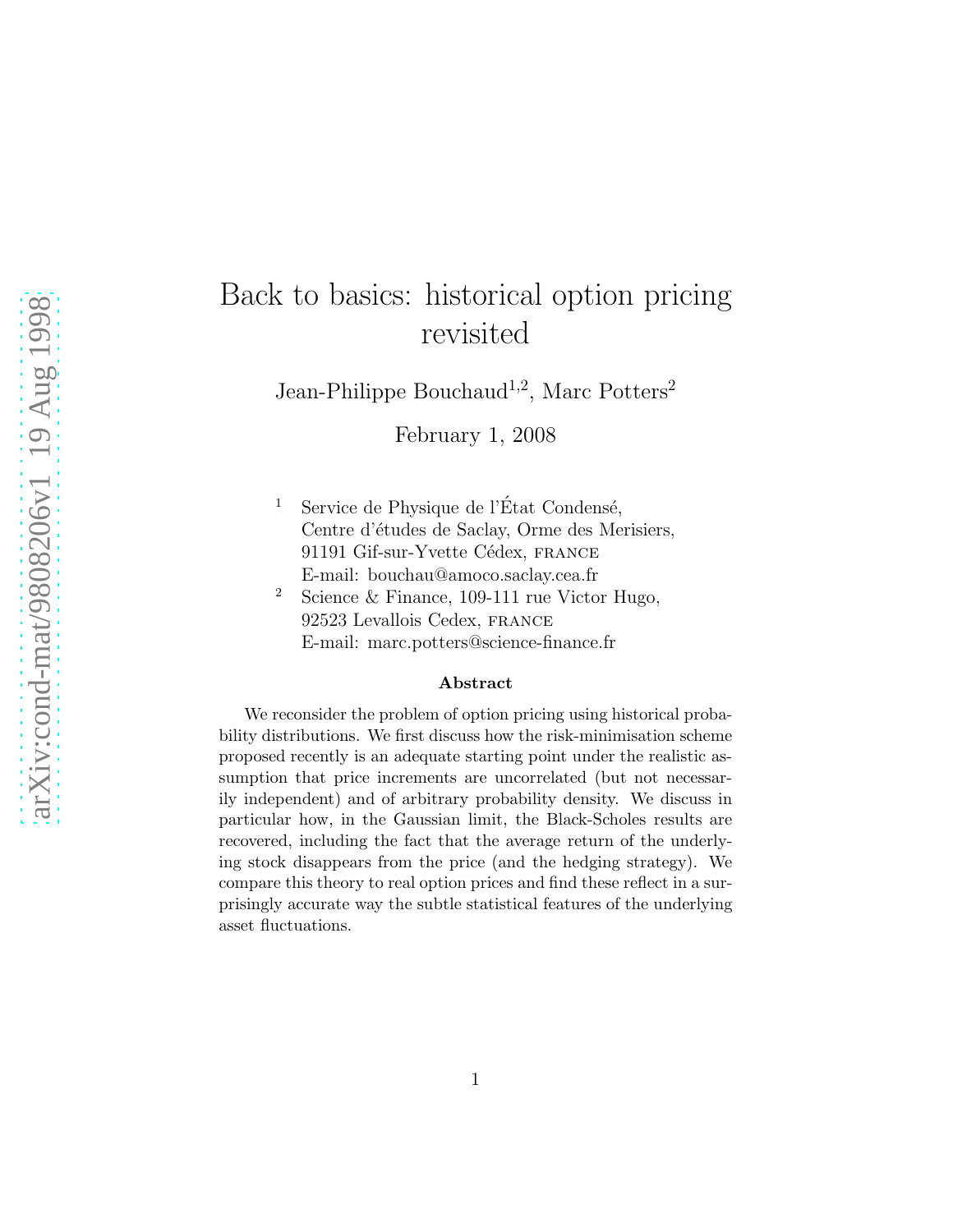# Back to basics: historical option pricing revisited

Jean-Philippe Bouchaud[1,2], Marc Potters[2]

February 1, 2008

[1] Service de Physique de l'État Condensé,
Centre d'études de Saclay, Orme des Merisiers,
91191 Gif-sur-Yvette Cédex, FRANCE
E-mail: bouchau@amoco.saclay.cea.fr

[2] Science & Finance, 109-111 rue Victor Hugo,
92523 Levallois Cedex, FRANCE
E-mail: marc.potters@science-finance.fr

**Abstract**

We reconsider the problem of option pricing using historical probability distributions. We first discuss how the risk-minimisation scheme proposed recently is an adequate starting point under the realistic assumption that price increments are uncorrelated (but not necessarily independent) and of arbitrary probability density. We discuss in particular how, in the Gaussian limit, the Black-Scholes results are recovered, including the fact that the average return of the underlying stock disappears from the price (and the hedging strategy). We compare this theory to real option prices and find these reflect in a surprisingly accurate way the subtle statistical features of the underlying asset fluctuations.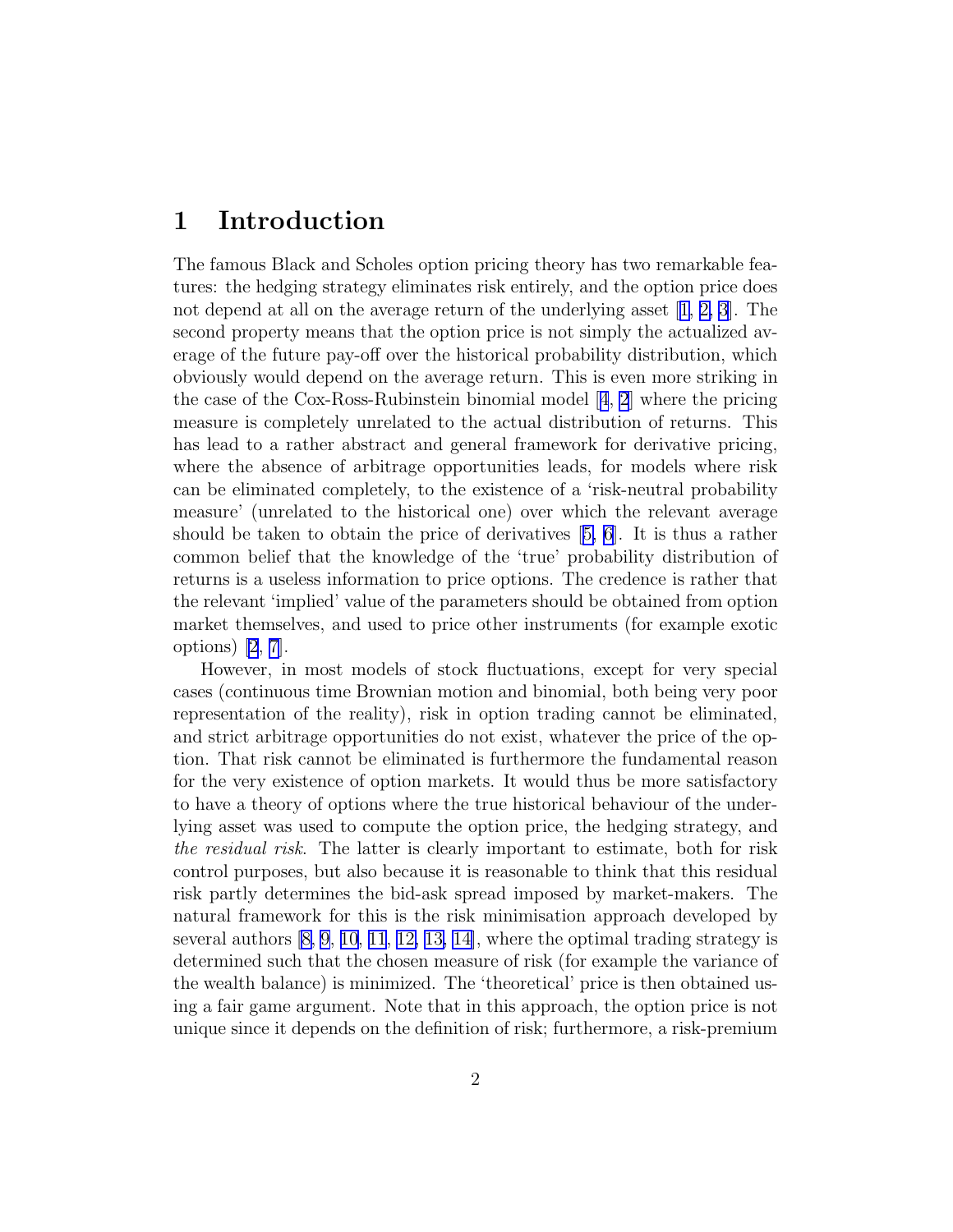# 1 Introduction

The famous Black and Scholes option pricing theory has two remarkable features: the hedging strategy eliminates risk entirely, and the option price does not depend at all on the average return of the underlying asset [1, 2, 3]. The second property means that the option price is not simply the actualized average of the future pay-off over the historical probability distribution, which obviously would depend on the average return. This is even more striking in the case of the Cox-Ross-Rubinstein binomial model [4, 2] where the pricing measure is completely unrelated to the actual distribution of returns. This has lead to a rather abstract and general framework for derivative pricing, where the absence of arbitrage opportunities leads, for models where risk can be eliminated completely, to the existence of a 'risk-neutral probability measure' (unrelated to the historical one) over which the relevant average should be taken to obtain the price of derivatives [5, 6]. It is thus a rather common belief that the knowledge of the 'true' probability distribution of returns is a useless information to price options. The credence is rather that the relevant 'implied' value of the parameters should be obtained from option market themselves, and used to price other instruments (for example exotic options) [2, 7].

However, in most models of stock fluctuations, except for very special cases (continuous time Brownian motion and binomial, both being very poor representation of the reality), risk in option trading cannot be eliminated, and strict arbitrage opportunities do not exist, whatever the price of the option. That risk cannot be eliminated is furthermore the fundamental reason for the very existence of option markets. It would thus be more satisfactory to have a theory of options where the true historical behaviour of the underlying asset was used to compute the option price, the hedging strategy, and *the residual risk*. The latter is clearly important to estimate, both for risk control purposes, but also because it is reasonable to think that this residual risk partly determines the bid-ask spread imposed by market-makers. The natural framework for this is the risk minimisation approach developed by several authors [8, 9, 10, 11, 12, 13, 14], where the optimal trading strategy is determined such that the chosen measure of risk (for example the variance of the wealth balance) is minimized. The 'theoretical' price is then obtained using a fair game argument. Note that in this approach, the option price is not unique since it depends on the definition of risk; furthermore, a risk-premium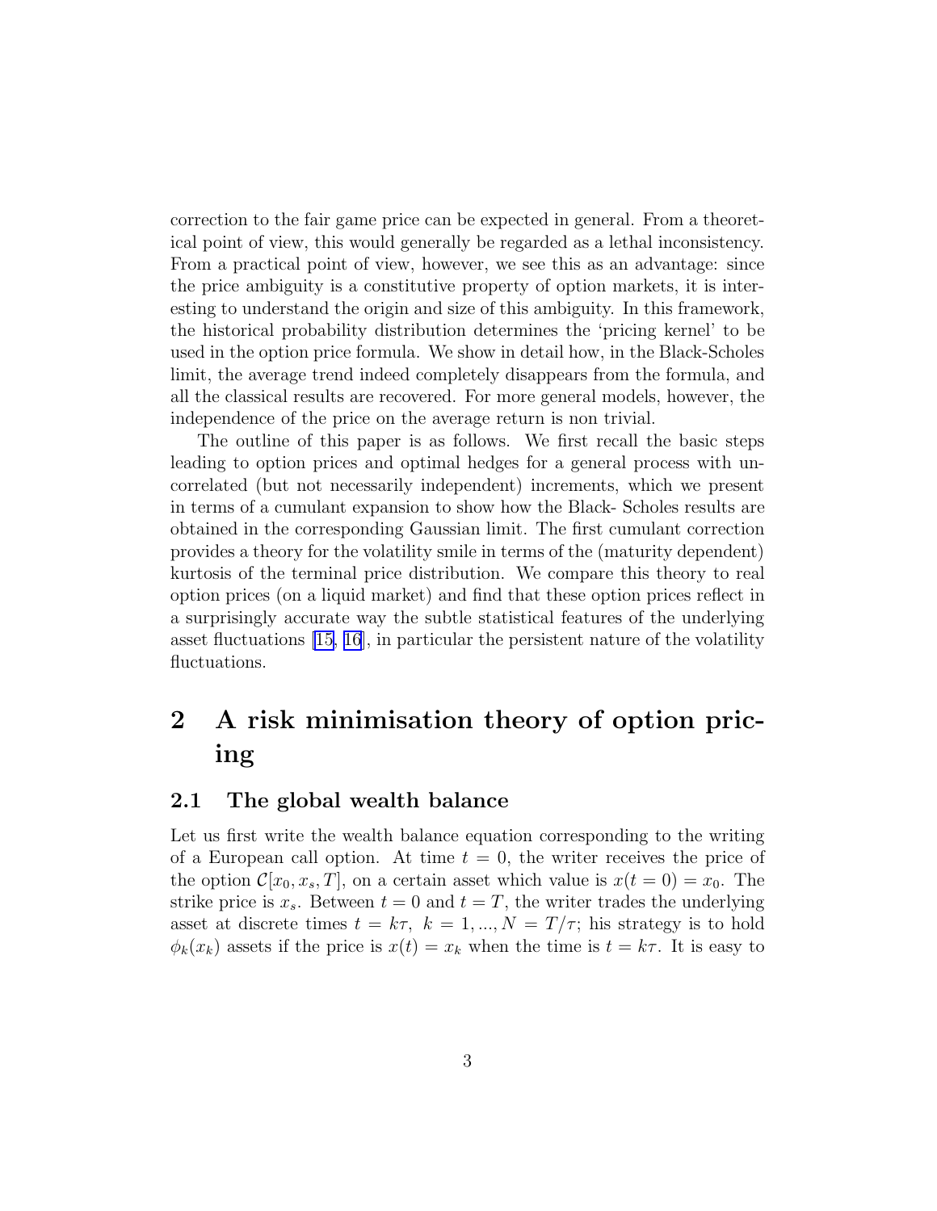correction to the fair game price can be expected in general. From a theoretical point of view, this would generally be regarded as a lethal inconsistency. From a practical point of view, however, we see this as an advantage: since the price ambiguity is a constitutive property of option markets, it is interesting to understand the origin and size of this ambiguity. In this framework, the historical probability distribution determines the 'pricing kernel' to be used in the option price formula. We show in detail how, in the Black-Scholes limit, the average trend indeed completely disappears from the formula, and all the classical results are recovered. For more general models, however, the independence of the price on the average return is non trivial.

The outline of this paper is as follows. We first recall the basic steps leading to option prices and optimal hedges for a general process with uncorrelated (but not necessarily independent) increments, which we present in terms of a cumulant expansion to show how the Black- Scholes results are obtained in the corresponding Gaussian limit. The first cumulant correction provides a theory for the volatility smile in terms of the (maturity dependent) kurtosis of the terminal price distribution. We compare this theory to real option prices (on a liquid market) and find that these option prices reflect in a surprisingly accurate way the subtle statistical features of the underlying asset fluctuations [15, 16], in particular the persistent nature of the volatility fluctuations.

# 2 A risk minimisation theory of option pricing

## 2.1 The global wealth balance

Let us first write the wealth balance equation corresponding to the writing of a European call option. At time $t = 0$, the writer receives the price of the option $\mathcal{C}[x_0, x_s, T]$, on a certain asset which value is $x(t = 0) = x_0$. The strike price is $x_s$. Between $t = 0$ and $t = T$, the writer trades the underlying asset at discrete times $t = k\tau,\ k = 1, ..., N = T/\tau$; his strategy is to hold $\phi_k(x_k)$ assets if the price is $x(t) = x_k$ when the time is $t = k\tau$. It is easy to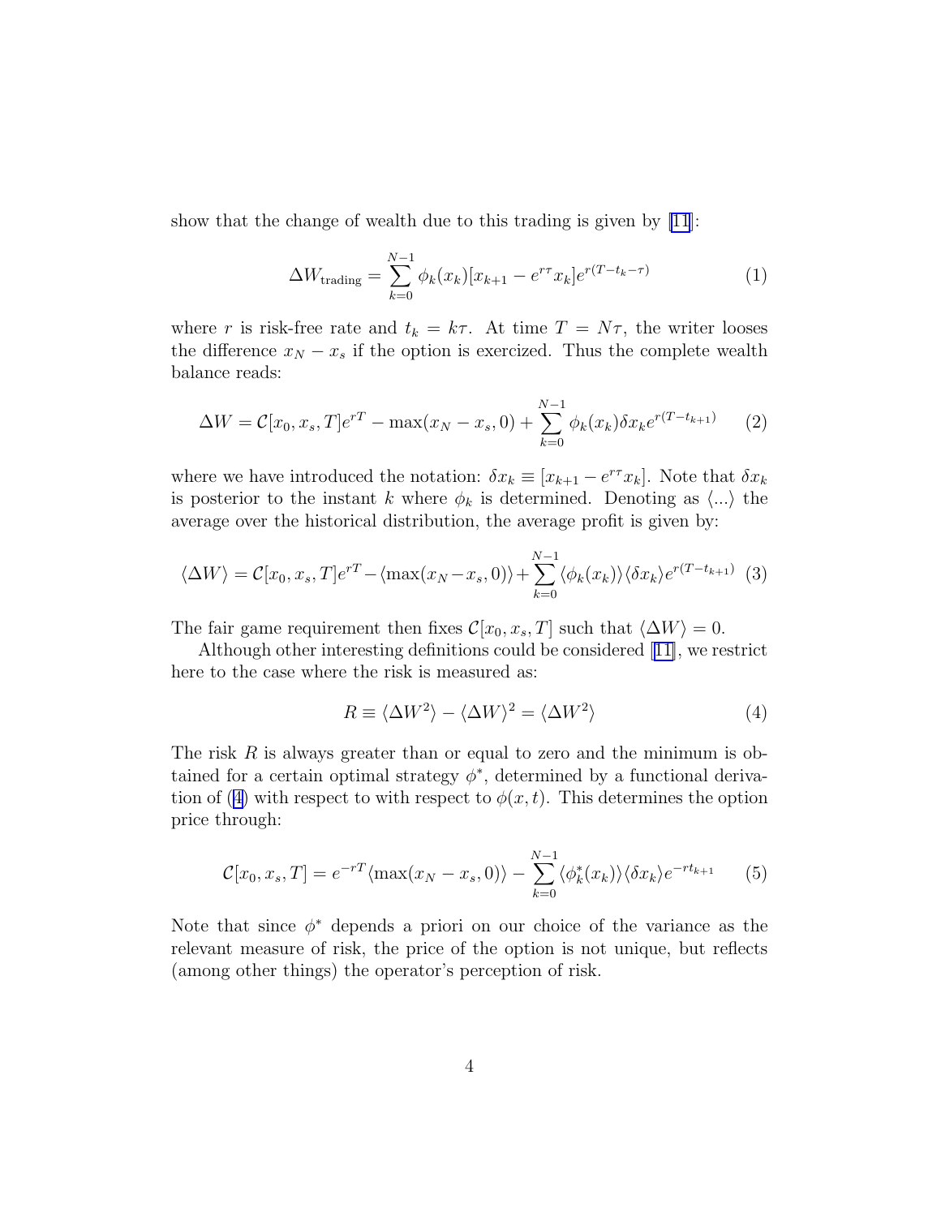show that the change of wealth due to this trading is given by [11]:

$$\Delta W_{\text{trading}} = \sum_{k=0}^{N-1} \phi_k(x_k)[x_{k+1} - e^{r\tau} x_k] e^{r(T - t_k - \tau)} \tag{1}$$

where $r$ is risk-free rate and $t_k = k\tau$. At time $T = N\tau$, the writer looses the difference $x_N - x_s$ if the option is exercized. Thus the complete wealth balance reads:

$$\Delta W = \mathcal{C}[x_0, x_s, T] e^{rT} - \max(x_N - x_s, 0) + \sum_{k=0}^{N-1} \phi_k(x_k) \delta x_k e^{r(T - t_{k+1})} \tag{2}$$

where we have introduced the notation: $\delta x_k \equiv [x_{k+1} - e^{r\tau} x_k]$. Note that $\delta x_k$ is posterior to the instant $k$ where $\phi_k$ is determined. Denoting as $\langle ... \rangle$ the average over the historical distribution, the average profit is given by:

$$\langle \Delta W \rangle = \mathcal{C}[x_0, x_s, T] e^{rT} - \langle \max(x_N - x_s, 0) \rangle + \sum_{k=0}^{N-1} \langle \phi_k(x_k) \rangle \langle \delta x_k \rangle e^{r(T - t_{k+1})} \tag{3}$$

The fair game requirement then fixes $\mathcal{C}[x_0, x_s, T]$ such that $\langle \Delta W \rangle = 0$.

Although other interesting definitions could be considered [11], we restrict here to the case where the risk is measured as:

$$R \equiv \langle \Delta W^2 \rangle - \langle \Delta W \rangle^2 = \langle \Delta W^2 \rangle \tag{4}$$

The risk $R$ is always greater than or equal to zero and the minimum is obtained for a certain optimal strategy $\phi^*$, determined by a functional derivation of (4) with respect to with respect to $\phi(x, t)$. This determines the option price through:

$$\mathcal{C}[x_0, x_s, T] = e^{-rT} \langle \max(x_N - x_s, 0) \rangle - \sum_{k=0}^{N-1} \langle \phi_k^*(x_k) \rangle \langle \delta x_k \rangle e^{-r t_{k+1}} \tag{5}$$

Note that since $\phi^*$ depends a priori on our choice of the variance as the relevant measure of risk, the price of the option is not unique, but reflects (among other things) the operator's perception of risk.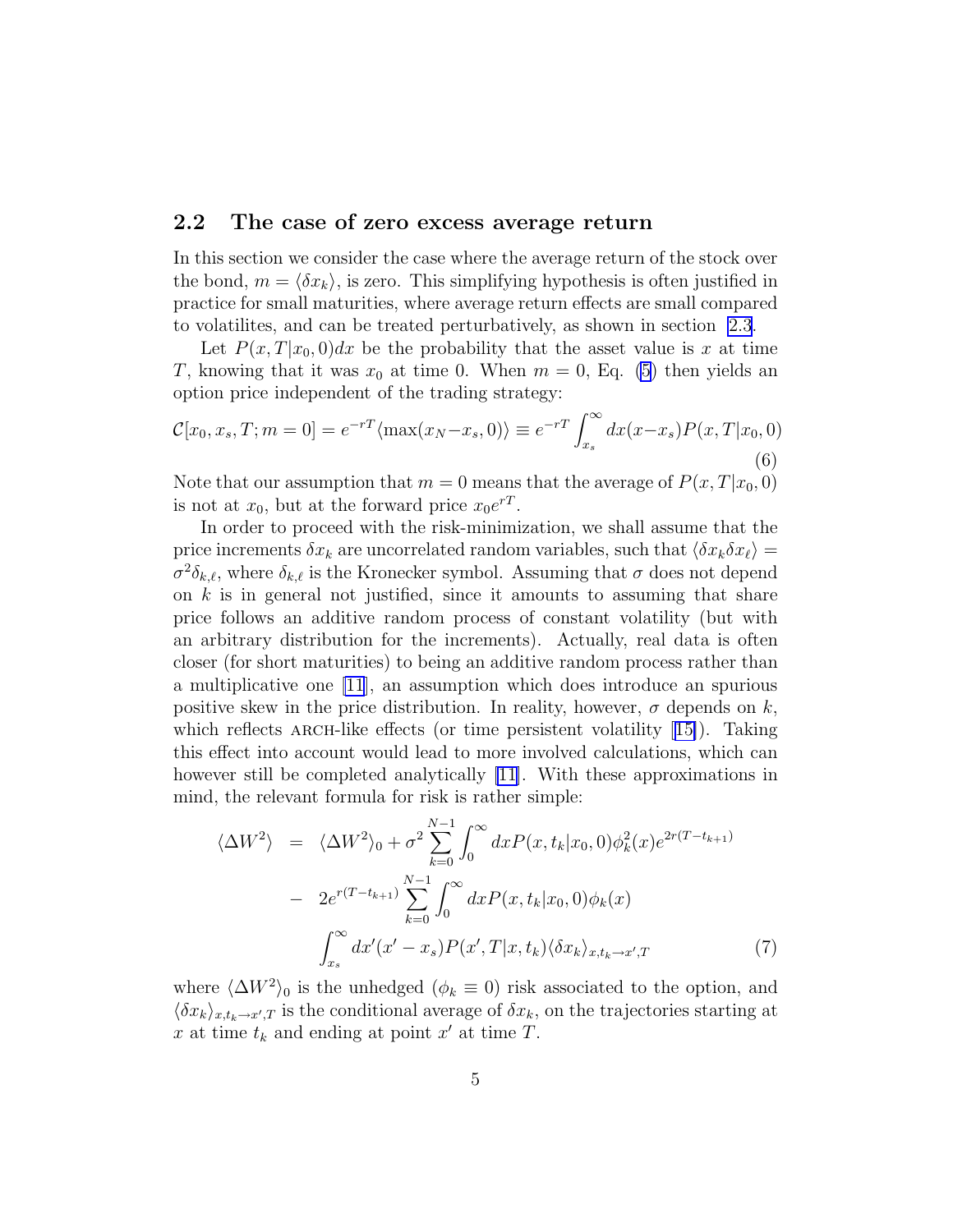## 2.2 The case of zero excess average return

In this section we consider the case where the average return of the stock over the bond, $m = \langle \delta x_k \rangle$, is zero. This simplifying hypothesis is often justified in practice for small maturities, where average return effects are small compared to volatilites, and can be treated perturbatively, as shown in section 2.3.

Let $P(x, T|x_0, 0)dx$ be the probability that the asset value is $x$ at time $T$, knowing that it was $x_0$ at time 0. When $m = 0$, Eq. (5) then yields an option price independent of the trading strategy:

$$\mathcal{C}[x_0, x_s, T; m = 0] = e^{-rT} \langle \max(x_N - x_s, 0) \rangle \equiv e^{-rT} \int_{x_s}^{\infty} dx (x - x_s) P(x, T|x_0, 0) \tag{6}$$

Note that our assumption that $m = 0$ means that the average of $P(x, T|x_0, 0)$ is not at $x_0$, but at the forward price $x_0 e^{rT}$.

In order to proceed with the risk-minimization, we shall assume that the price increments $\delta x_k$ are uncorrelated random variables, such that $\langle \delta x_k \delta x_\ell \rangle = \sigma^2 \delta_{k,\ell}$, where $\delta_{k,\ell}$ is the Kronecker symbol. Assuming that $\sigma$ does not depend on $k$ is in general not justified, since it amounts to assuming that share price follows an additive random process of constant volatility (but with an arbitrary distribution for the increments). Actually, real data is often closer (for short maturities) to being an additive random process rather than a multiplicative one [11], an assumption which does introduce an spurious positive skew in the price distribution. In reality, however, $\sigma$ depends on $k$, which reflects ARCH-like effects (or time persistent volatility [15]). Taking this effect into account would lead to more involved calculations, which can however still be completed analytically [11]. With these approximations in mind, the relevant formula for risk is rather simple:

$$\begin{aligned}
\langle \Delta W^2 \rangle &= \langle \Delta W^2 \rangle_0 + \sigma^2 \sum_{k=0}^{N-1} \int_0^{\infty} dx P(x, t_k|x_0, 0) \phi_k^2(x) e^{2r(T - t_{k+1})} \\
&- 2e^{r(T - t_{k+1})} \sum_{k=0}^{N-1} \int_0^{\infty} dx P(x, t_k|x_0, 0) \phi_k(x) \\
&\quad \int_{x_s}^{\infty} dx' (x' - x_s) P(x', T|x, t_k) \langle \delta x_k \rangle_{x, t_k \to x', T}
\end{aligned} \tag{7}$$

where $\langle \Delta W^2 \rangle_0$ is the unhedged ($\phi_k \equiv 0$) risk associated to the option, and $\langle \delta x_k \rangle_{x, t_k \to x', T}$ is the conditional average of $\delta x_k$, on the trajectories starting at $x$ at time $t_k$ and ending at point $x'$ at time $T$.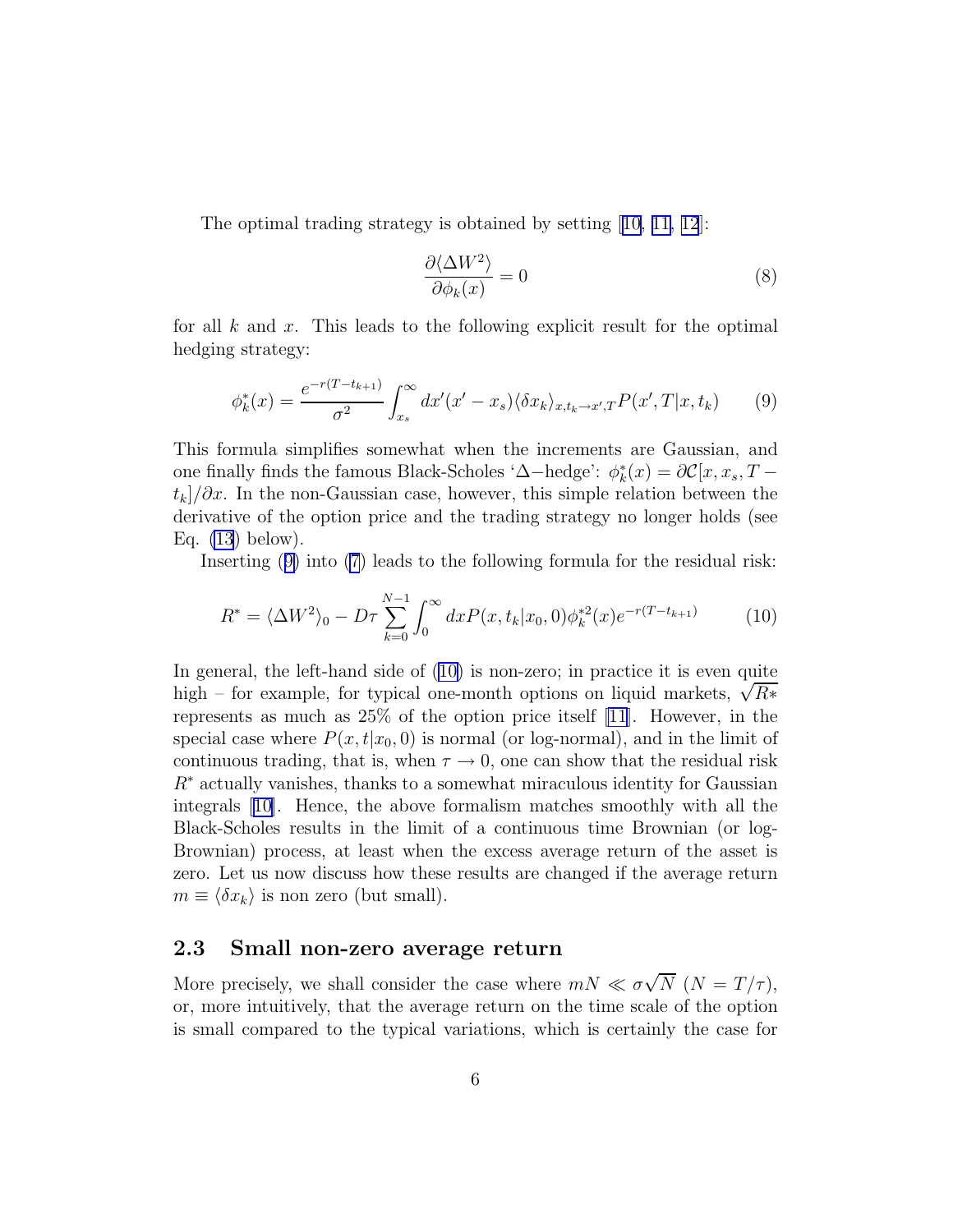The optimal trading strategy is obtained by setting [10, 11, 12]:

$$\frac{\partial \langle \Delta W^2 \rangle}{\partial \phi_k(x)} = 0 \tag{8}$$

for all $k$ and $x$. This leads to the following explicit result for the optimal hedging strategy:

$$\phi_k^*(x) = \frac{e^{-r(T-t_{k+1})}}{\sigma^2} \int_{x_s}^{\infty} dx'(x'-x_s) \langle \delta x_k \rangle_{x,t_k \to x',T} P(x',T|x,t_k) \tag{9}$$

This formula simplifies somewhat when the increments are Gaussian, and one finally finds the famous Black-Scholes '$\Delta-$hedge': $\phi_k^*(x) = \partial \mathcal{C}[x, x_s, T-t_k]/\partial x$. In the non-Gaussian case, however, this simple relation between the derivative of the option price and the trading strategy no longer holds (see Eq. (13) below).

Inserting (9) into (7) leads to the following formula for the residual risk:

$$R^* = \langle \Delta W^2 \rangle_0 - D\tau \sum_{k=0}^{N-1} \int_0^{\infty} dx P(x,t_k|x_0,0) \phi_k^{*2}(x) e^{-r(T-t_{k+1})} \tag{10}$$

In general, the left-hand side of (10) is non-zero; in practice it is even quite high – for example, for typical one-month options on liquid markets, $\sqrt{R*}$ represents as much as 25% of the option price itself [11]. However, in the special case where $P(x,t|x_0,0)$ is normal (or log-normal), and in the limit of continuous trading, that is, when $\tau \to 0$, one can show that the residual risk $R^*$ actually vanishes, thanks to a somewhat miraculous identity for Gaussian integrals [10]. Hence, the above formalism matches smoothly with all the Black-Scholes results in the limit of a continuous time Brownian (or log-Brownian) process, at least when the excess average return of the asset is zero. Let us now discuss how these results are changed if the average return $m \equiv \langle \delta x_k \rangle$ is non zero (but small).

## 2.3 Small non-zero average return

More precisely, we shall consider the case where $mN \ll \sigma\sqrt{N}$ ($N = T/\tau$), or, more intuitively, that the average return on the time scale of the option is small compared to the typical variations, which is certainly the case for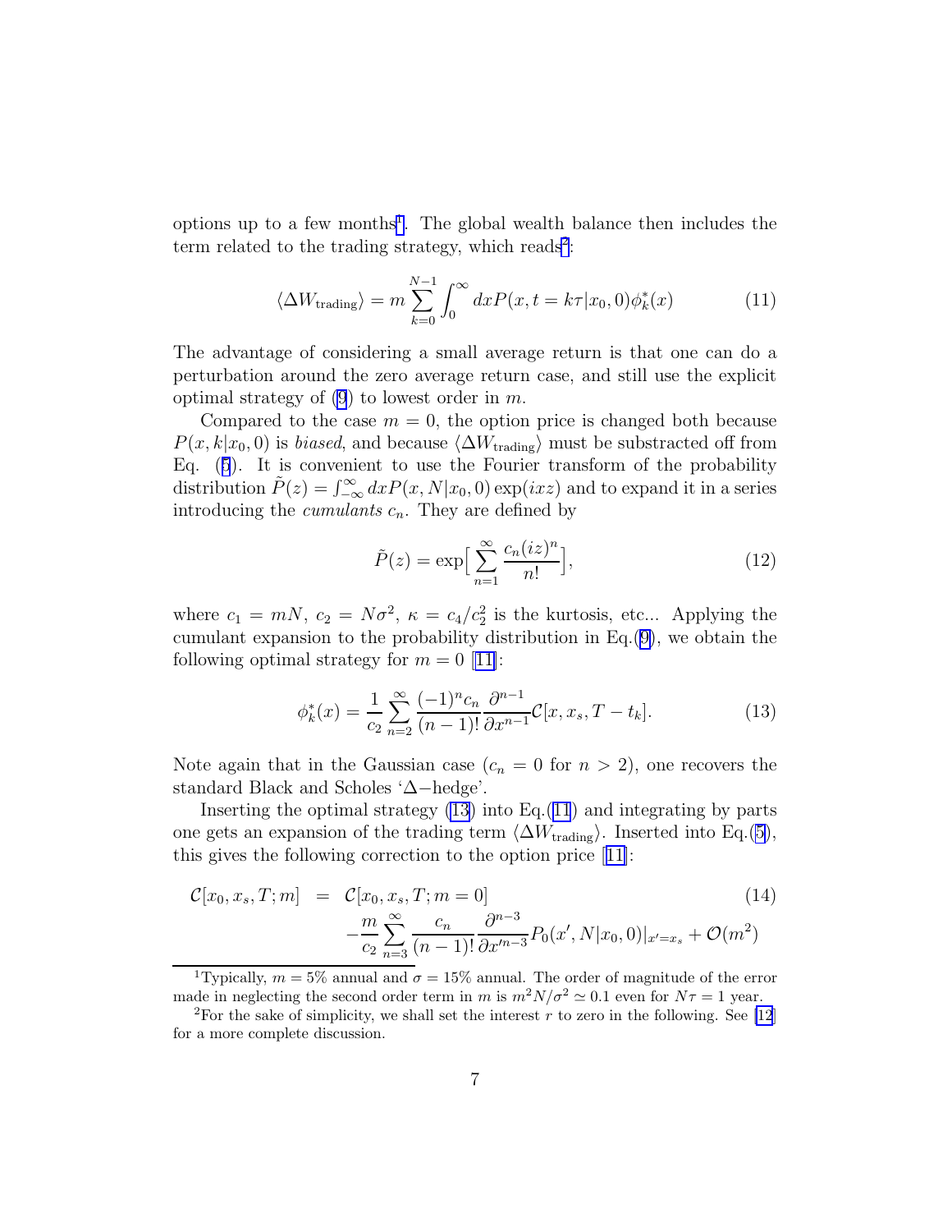options up to a few months[1]. The global wealth balance then includes the term related to the trading strategy, which reads[2]:

$$\langle \Delta W_{\text{trading}} \rangle = m \sum_{k=0}^{N-1} \int_0^{\infty} dx P(x, t = k\tau | x_0, 0) \phi_k^*(x) \tag{11}$$

The advantage of considering a small average return is that one can do a perturbation around the zero average return case, and still use the explicit optimal strategy of (9) to lowest order in $m$.

Compared to the case $m = 0$, the option price is changed both because $P(x, k|x_0, 0)$ is *biased*, and because $\langle \Delta W_{\text{trading}} \rangle$ must be substracted off from Eq. (5). It is convenient to use the Fourier transform of the probability distribution $\tilde{P}(z) = \int_{-\infty}^{\infty} dx P(x, N|x_0, 0) \exp(ixz)$ and to expand it in a series introducing the *cumulants* $c_n$. They are defined by

$$\tilde{P}(z) = \exp\Big[\sum_{n=1}^{\infty} \frac{c_n (iz)^n}{n!}\Big], \tag{12}$$

where $c_1 = mN$, $c_2 = N\sigma^2$, $\kappa = c_4/c_2^2$ is the kurtosis, etc... Applying the cumulant expansion to the probability distribution in Eq.(9), we obtain the following optimal strategy for $m = 0$ [11]:

$$\phi_k^*(x) = \frac{1}{c_2} \sum_{n=2}^{\infty} \frac{(-1)^n c_n}{(n-1)!} \frac{\partial^{n-1}}{\partial x^{n-1}} \mathcal{C}[x, x_s, T - t_k]. \tag{13}$$

Note again that in the Gaussian case ($c_n = 0$ for $n > 2$), one recovers the standard Black and Scholes '$\Delta-$hedge'.

Inserting the optimal strategy (13) into Eq.(11) and integrating by parts one gets an expansion of the trading term $\langle \Delta W_{\text{trading}} \rangle$. Inserted into Eq.(5), this gives the following correction to the option price [11]:

$$\begin{aligned} \mathcal{C}[x_0, x_s, T; m] &= \mathcal{C}[x_0, x_s, T; m = 0] \\ &\quad - \frac{m}{c_2} \sum_{n=3}^{\infty} \frac{c_n}{(n-1)!} \frac{\partial^{n-3}}{\partial x'^{n-3}} P_0(x', N|x_0, 0)|_{x'=x_s} + \mathcal{O}(m^2) \end{aligned} \tag{14}$$

---

[1] Typically, $m = 5\%$ annual and $\sigma = 15\%$ annual. The order of magnitude of the error made in neglecting the second order term in $m$ is $m^2 N/\sigma^2 \simeq 0.1$ even for $N\tau = 1$ year.

[2] For the sake of simplicity, we shall set the interest $r$ to zero in the following. See [12] for a more complete discussion.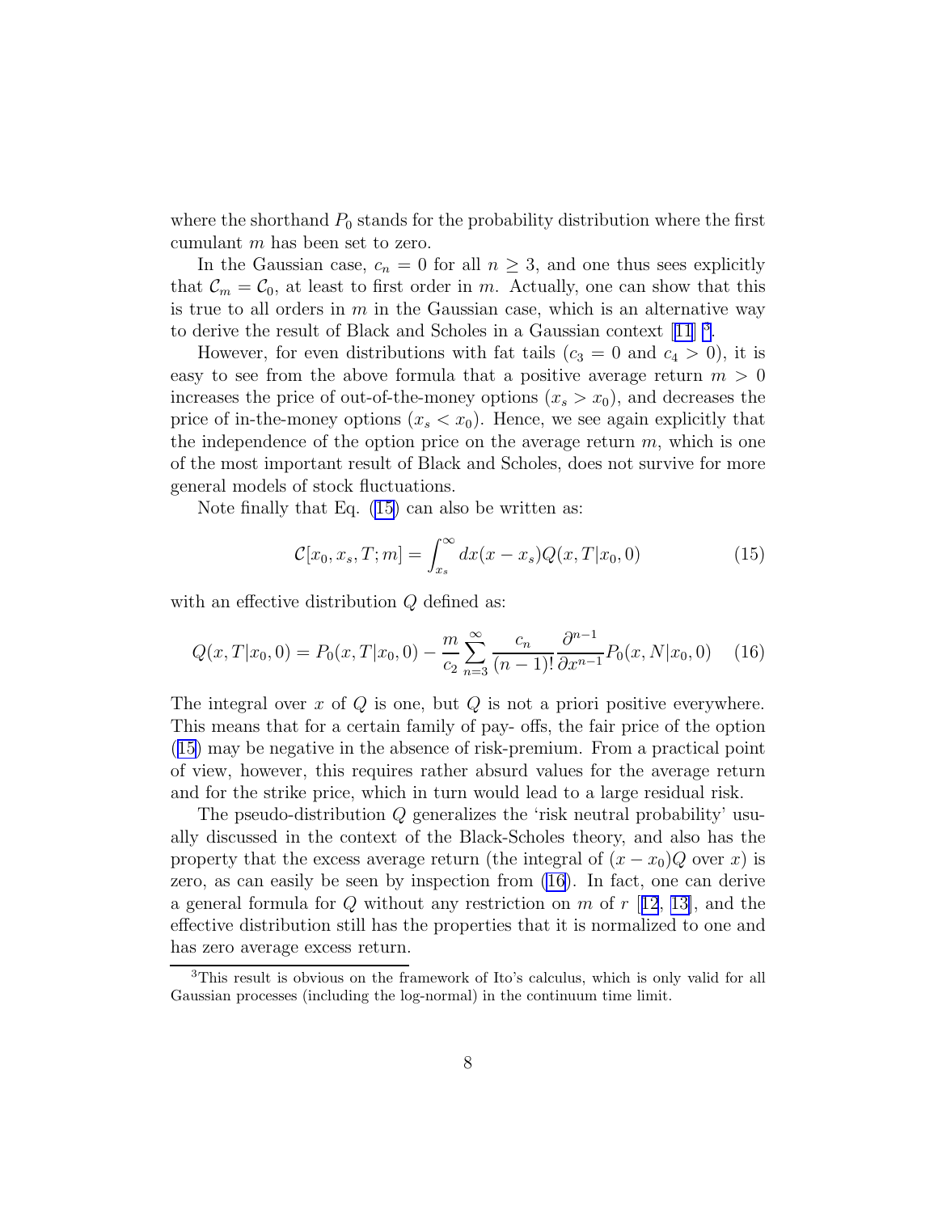where the shorthand $P_0$ stands for the probability distribution where the first cumulant $m$ has been set to zero.

In the Gaussian case, $c_n = 0$ for all $n \geq 3$, and one thus sees explicitly that $\mathcal{C}_m = \mathcal{C}_0$, at least to first order in $m$. Actually, one can show that this is true to all orders in $m$ in the Gaussian case, which is an alternative way to derive the result of Black and Scholes in a Gaussian context [11] [3].

However, for even distributions with fat tails ($c_3 = 0$ and $c_4 > 0$), it is easy to see from the above formula that a positive average return $m > 0$ increases the price of out-of-the-money options ($x_s > x_0$), and decreases the price of in-the-money options ($x_s < x_0$). Hence, we see again explicitly that the independence of the option price on the average return $m$, which is one of the most important result of Black and Scholes, does not survive for more general models of stock fluctuations.

Note finally that Eq. (15) can also be written as:

$$\mathcal{C}[x_0, x_s, T; m] = \int_{x_s}^{\infty} dx (x - x_s) Q(x, T|x_0, 0) \tag{15}$$

with an effective distribution $Q$ defined as:

$$Q(x, T|x_0, 0) = P_0(x, T|x_0, 0) - \frac{m}{c_2} \sum_{n=3}^{\infty} \frac{c_n}{(n-1)!} \frac{\partial^{n-1}}{\partial x^{n-1}} P_0(x, N|x_0, 0) \tag{16}$$

The integral over $x$ of $Q$ is one, but $Q$ is not a priori positive everywhere. This means that for a certain family of pay- offs, the fair price of the option (15) may be negative in the absence of risk-premium. From a practical point of view, however, this requires rather absurd values for the average return and for the strike price, which in turn would lead to a large residual risk.

The pseudo-distribution $Q$ generalizes the 'risk neutral probability' usually discussed in the context of the Black-Scholes theory, and also has the property that the excess average return (the integral of $(x - x_0)Q$ over $x$) is zero, as can easily be seen by inspection from (16). In fact, one can derive a general formula for $Q$ without any restriction on $m$ of $r$ [12, 13], and the effective distribution still has the properties that it is normalized to one and has zero average excess return.

---

[3] This result is obvious on the framework of Ito's calculus, which is only valid for all Gaussian processes (including the log-normal) in the continuum time limit.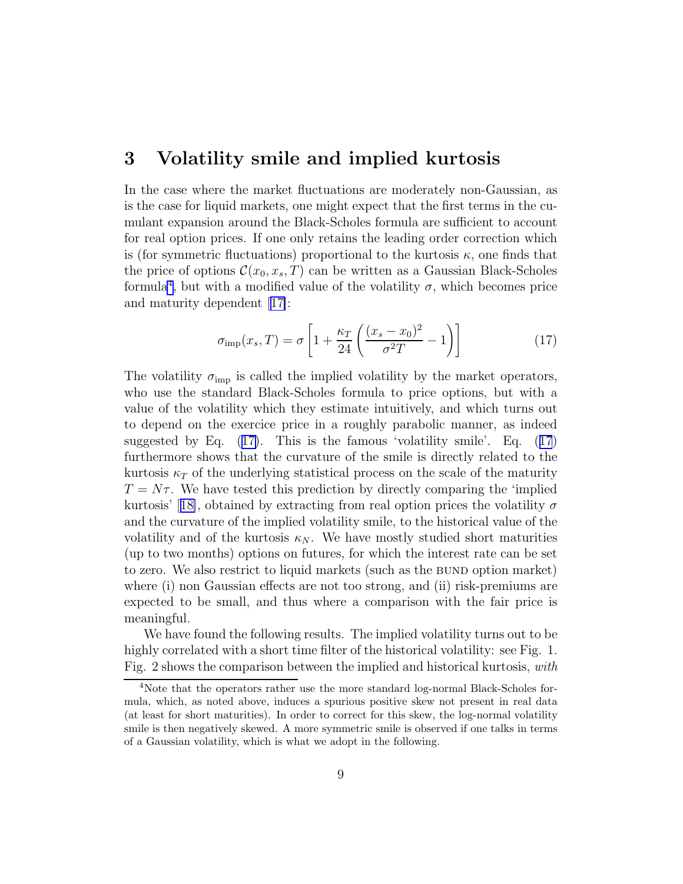## 3 Volatility smile and implied kurtosis

In the case where the market fluctuations are moderately non-Gaussian, as is the case for liquid markets, one might expect that the first terms in the cumulant expansion around the Black-Scholes formula are sufficient to account for real option prices. If one only retains the leading order correction which is (for symmetric fluctuations) proportional to the kurtosis $\kappa$, one finds that the price of options $\mathcal{C}(x_0, x_s, T)$ can be written as a Gaussian Black-Scholes formula[4], but with a modified value of the volatility $\sigma$, which becomes price and maturity dependent [17]:

$$\sigma_{\mathrm{imp}}(x_s, T) = \sigma \left[ 1 + \frac{\kappa_T}{24} \left( \frac{(x_s - x_0)^2}{\sigma^2 T} - 1 \right) \right] \tag{17}$$

The volatility $\sigma_{\mathrm{imp}}$ is called the implied volatility by the market operators, who use the standard Black-Scholes formula to price options, but with a value of the volatility which they estimate intuitively, and which turns out to depend on the exercice price in a roughly parabolic manner, as indeed suggested by Eq. (17). This is the famous 'volatility smile'. Eq. (17) furthermore shows that the curvature of the smile is directly related to the kurtosis $\kappa_T$ of the underlying statistical process on the scale of the maturity $T = N\tau$. We have tested this prediction by directly comparing the 'implied kurtosis' [18], obtained by extracting from real option prices the volatility $\sigma$ and the curvature of the implied volatility smile, to the historical value of the volatility and of the kurtosis $\kappa_N$. We have mostly studied short maturities (up to two months) options on futures, for which the interest rate can be set to zero. We also restrict to liquid markets (such as the BUND option market) where (i) non Gaussian effects are not too strong, and (ii) risk-premiums are expected to be small, and thus where a comparison with the fair price is meaningful.

We have found the following results. The implied volatility turns out to be highly correlated with a short time filter of the historical volatility: see Fig. 1. Fig. 2 shows the comparison between the implied and historical kurtosis, *with*

[4] Note that the operators rather use the more standard log-normal Black-Scholes formula, which, as noted above, induces a spurious positive skew not present in real data (at least for short maturities). In order to correct for this skew, the log-normal volatility smile is then negatively skewed. A more symmetric smile is observed if one talks in terms of a Gaussian volatility, which is what we adopt in the following.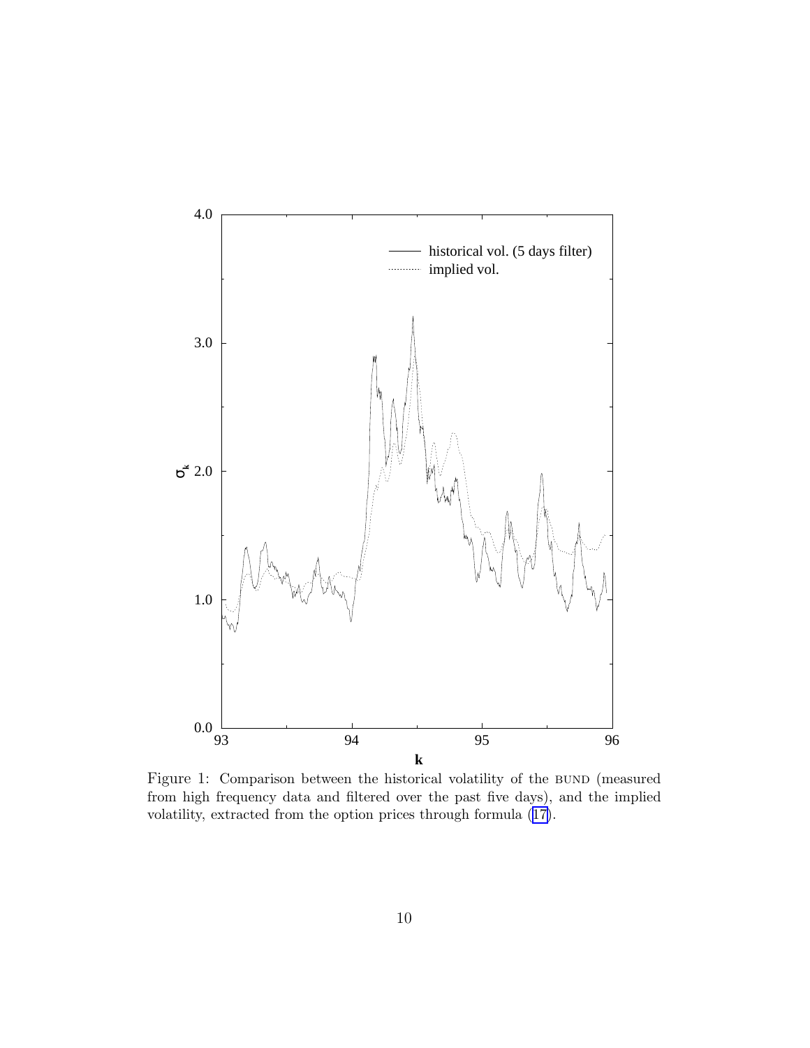Figure 1: Comparison between the historical volatility of the BUND (measured from high frequency data and filtered over the past five days), and the implied volatility, extracted from the option prices through formula (17).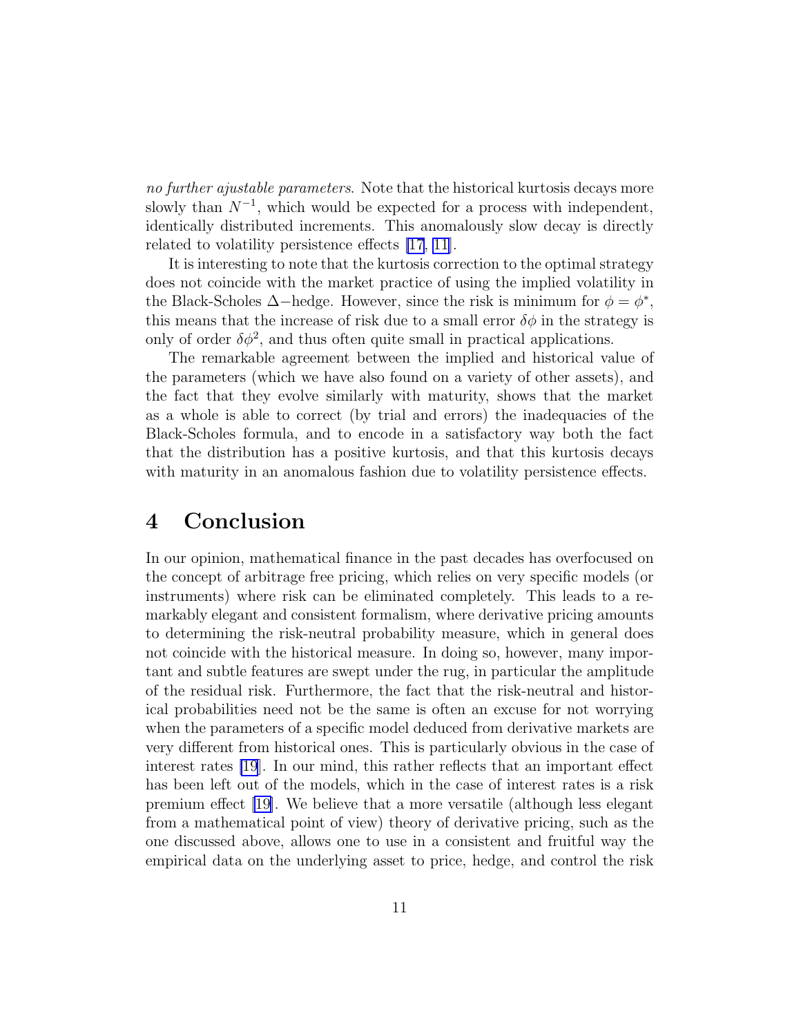*no further ajustable parameters*. Note that the historical kurtosis decays more slowly than $N^{-1}$, which would be expected for a process with independent, identically distributed increments. This anomalously slow decay is directly related to volatility persistence effects [17, 11].

It is interesting to note that the kurtosis correction to the optimal strategy does not coincide with the market practice of using the implied volatility in the Black-Scholes $\Delta-$hedge. However, since the risk is minimum for $\phi = \phi^*$, this means that the increase of risk due to a small error $\delta\phi$ in the strategy is only of order $\delta\phi^2$, and thus often quite small in practical applications.

The remarkable agreement between the implied and historical value of the parameters (which we have also found on a variety of other assets), and the fact that they evolve similarly with maturity, shows that the market as a whole is able to correct (by trial and errors) the inadequacies of the Black-Scholes formula, and to encode in a satisfactory way both the fact that the distribution has a positive kurtosis, and that this kurtosis decays with maturity in an anomalous fashion due to volatility persistence effects.

# 4 Conclusion

In our opinion, mathematical finance in the past decades has overfocused on the concept of arbitrage free pricing, which relies on very specific models (or instruments) where risk can be eliminated completely. This leads to a remarkably elegant and consistent formalism, where derivative pricing amounts to determining the risk-neutral probability measure, which in general does not coincide with the historical measure. In doing so, however, many important and subtle features are swept under the rug, in particular the amplitude of the residual risk. Furthermore, the fact that the risk-neutral and historical probabilities need not be the same is often an excuse for not worrying when the parameters of a specific model deduced from derivative markets are very different from historical ones. This is particularly obvious in the case of interest rates [19]. In our mind, this rather reflects that an important effect has been left out of the models, which in the case of interest rates is a risk premium effect [19]. We believe that a more versatile (although less elegant from a mathematical point of view) theory of derivative pricing, such as the one discussed above, allows one to use in a consistent and fruitful way the empirical data on the underlying asset to price, hedge, and control the risk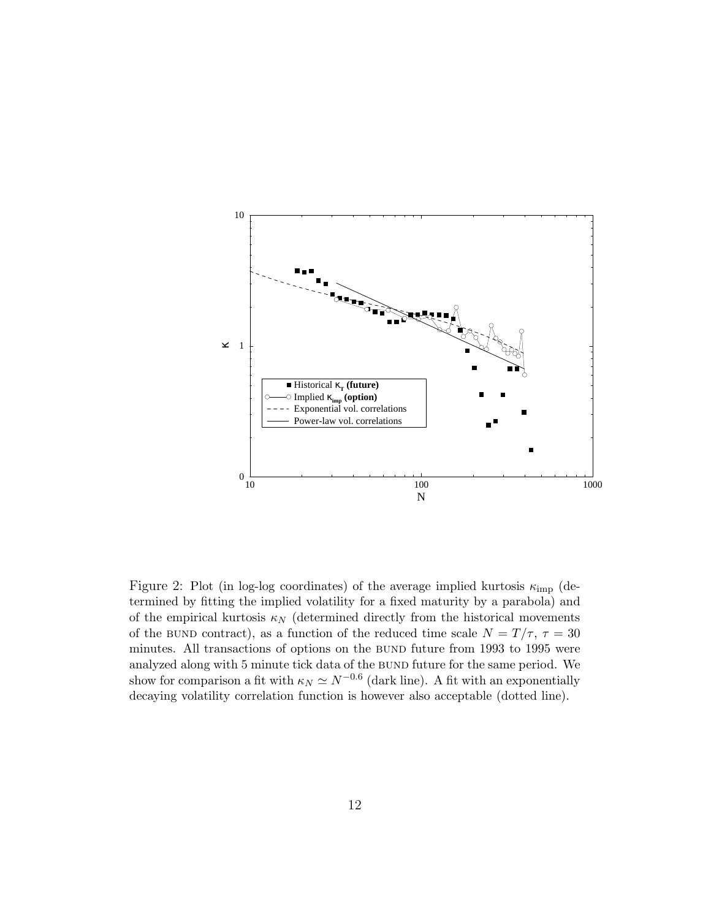Figure 2: Plot (in log-log coordinates) of the average implied kurtosis $\kappa_{\rm imp}$ (determined by fitting the implied volatility for a fixed maturity by a parabola) and of the empirical kurtosis $\kappa_N$ (determined directly from the historical movements of the BUND contract), as a function of the reduced time scale $N = T/\tau$, $\tau = 30$ minutes. All transactions of options on the BUND future from 1993 to 1995 were analyzed along with 5 minute tick data of the BUND future for the same period. We show for comparison a fit with $\kappa_N \simeq N^{-0.6}$ (dark line). A fit with an exponentially decaying volatility correlation function is however also acceptable (dotted line).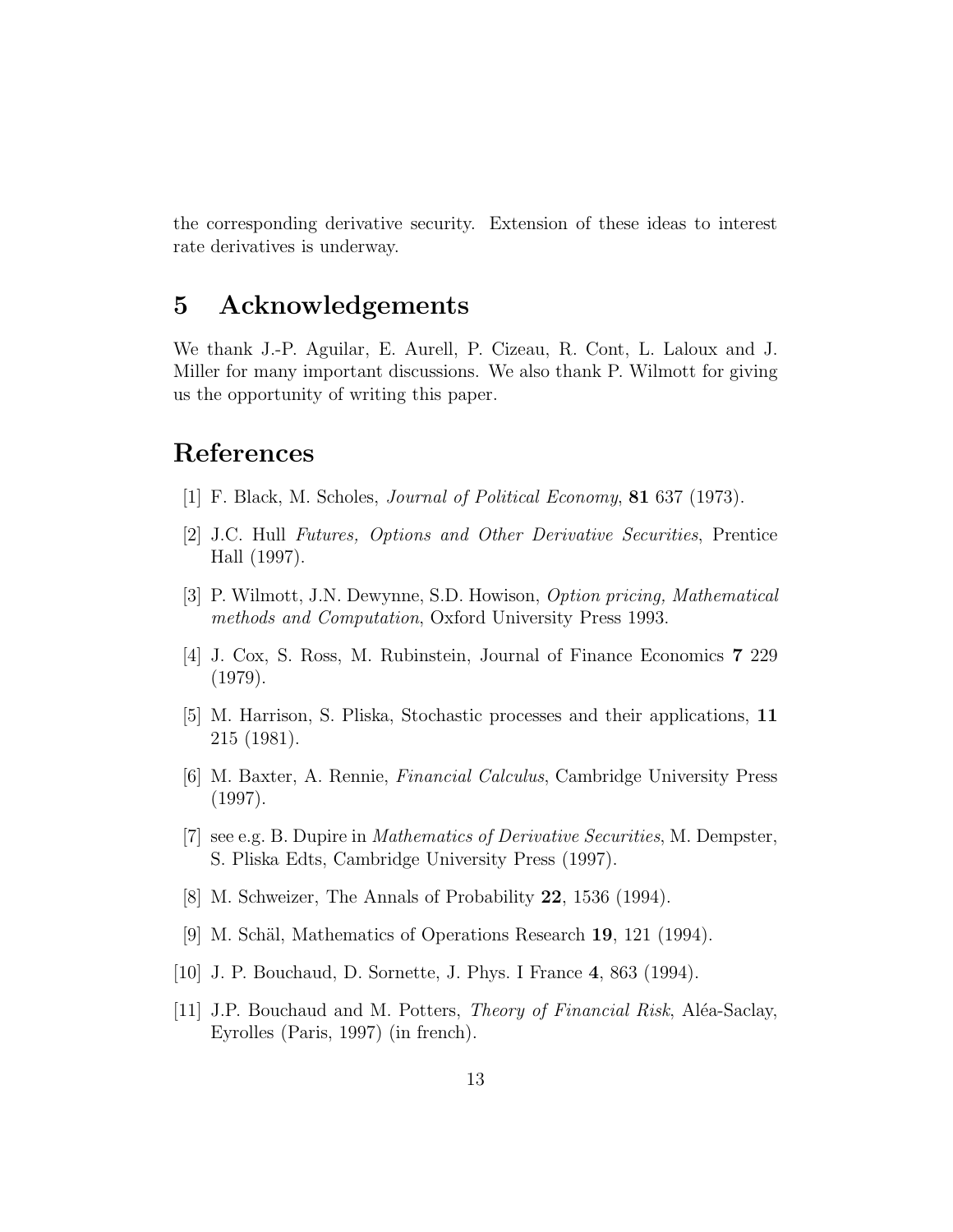the corresponding derivative security. Extension of these ideas to interest rate derivatives is underway.

## 5 Acknowledgements

We thank J.-P. Aguilar, E. Aurell, P. Cizeau, R. Cont, L. Laloux and J. Miller for many important discussions. We also thank P. Wilmott for giving us the opportunity of writing this paper.

## References

[1] F. Black, M. Scholes, *Journal of Political Economy*, **81** 637 (1973).

[2] J.C. Hull *Futures, Options and Other Derivative Securities*, Prentice Hall (1997).

[3] P. Wilmott, J.N. Dewynne, S.D. Howison, *Option pricing, Mathematical methods and Computation*, Oxford University Press 1993.

[4] J. Cox, S. Ross, M. Rubinstein, Journal of Finance Economics **7** 229 (1979).

[5] M. Harrison, S. Pliska, Stochastic processes and their applications, **11** 215 (1981).

[6] M. Baxter, A. Rennie, *Financial Calculus*, Cambridge University Press (1997).

[7] see e.g. B. Dupire in *Mathematics of Derivative Securities*, M. Dempster, S. Pliska Edts, Cambridge University Press (1997).

[8] M. Schweizer, The Annals of Probability **22**, 1536 (1994).

[9] M. Schäl, Mathematics of Operations Research **19**, 121 (1994).

[10] J. P. Bouchaud, D. Sornette, J. Phys. I France **4**, 863 (1994).

[11] J.P. Bouchaud and M. Potters, *Theory of Financial Risk*, Aléa-Saclay, Eyrolles (Paris, 1997) (in french).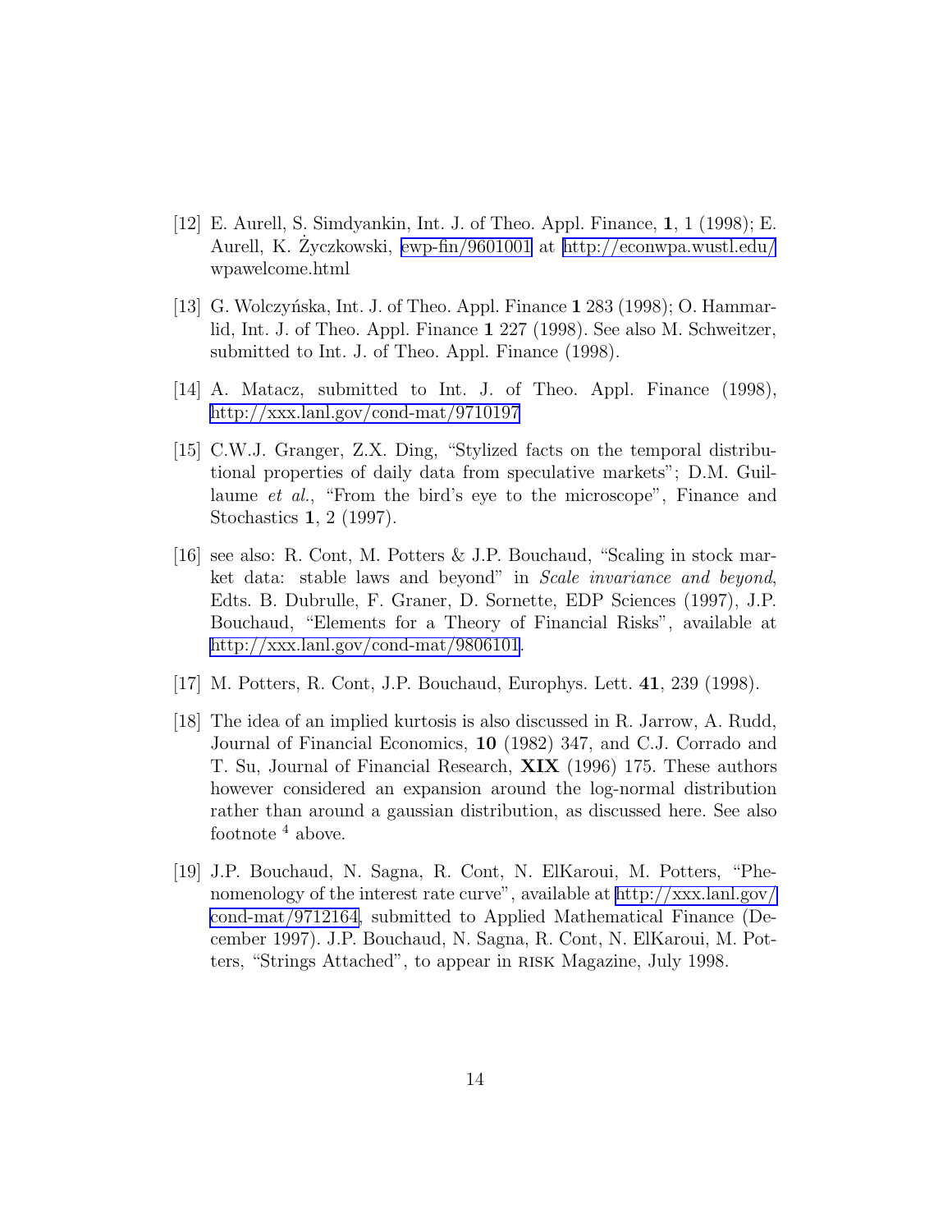[12] E. Aurell, S. Simdyankin, Int. J. of Theo. Appl. Finance, **1**, 1 (1998); E. Aurell, K. Życzkowski, ewp-fin/9601001 at http://econwpa.wustl.edu/wpawelcome.html

[13] G. Wolczyńska, Int. J. of Theo. Appl. Finance **1** 283 (1998); O. Hammarlid, Int. J. of Theo. Appl. Finance **1** 227 (1998). See also M. Schweitzer, submitted to Int. J. of Theo. Appl. Finance (1998).

[14] A. Matacz, submitted to Int. J. of Theo. Appl. Finance (1998), http://xxx.lanl.gov/cond-mat/9710197

[15] C.W.J. Granger, Z.X. Ding, "Stylized facts on the temporal distributional properties of daily data from speculative markets"; D.M. Guillaume *et al.*, "From the bird's eye to the microscope", Finance and Stochastics **1**, 2 (1997).

[16] see also: R. Cont, M. Potters & J.P. Bouchaud, "Scaling in stock market data: stable laws and beyond" in *Scale invariance and beyond*, Edts. B. Dubrulle, F. Graner, D. Sornette, EDP Sciences (1997), J.P. Bouchaud, "Elements for a Theory of Financial Risks", available at http://xxx.lanl.gov/cond-mat/9806101.

[17] M. Potters, R. Cont, J.P. Bouchaud, Europhys. Lett. **41**, 239 (1998).

[18] The idea of an implied kurtosis is also discussed in R. Jarrow, A. Rudd, Journal of Financial Economics, **10** (1982) 347, and C.J. Corrado and T. Su, Journal of Financial Research, **XIX** (1996) 175. These authors however considered an expansion around the log-normal distribution rather than around a gaussian distribution, as discussed here. See also footnote [4] above.

[19] J.P. Bouchaud, N. Sagna, R. Cont, N. ElKaroui, M. Potters, "Phenomenology of the interest rate curve", available at http://xxx.lanl.gov/cond-mat/9712164, submitted to Applied Mathematical Finance (December 1997). J.P. Bouchaud, N. Sagna, R. Cont, N. ElKaroui, M. Potters, "Strings Attached", to appear in RISK Magazine, July 1998.